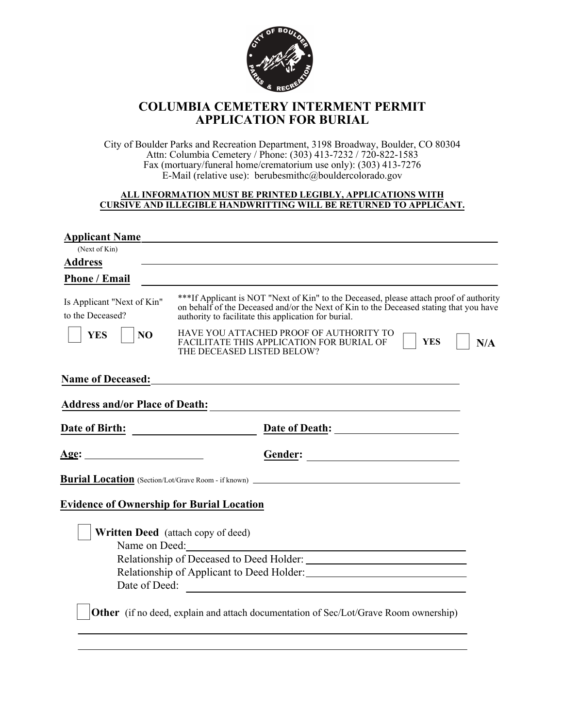# COLUMBIA CEMETERY INTERMENT PERMIT
# APPLICATION FOR BURIAL

City of Boulder Parks and Recreation Department, 3198 Broadway, Boulder, CO 80304
Attn: Columbia Cemetery / Phone: (303) 413-7232 / 720-822-1583
Fax (mortuary/funeral home/crematorium use only): (303) 413-7276
E-Mail (relative use): berubesmithc@bouldercolorado.gov

**ALL INFORMATION MUST BE PRINTED LEGIBLY, APPLICATIONS WITH CURSIVE AND ILLEGIBLE HANDWRITTING WILL BE RETURNED TO APPLICANT.**

**Applicant Name** ______________________________
(Next of Kin)

**Address** ______________________________

**Phone / Email** ______________________________

Is Applicant "Next of Kin" to the Deceased?

☐ **YES** ☐ **NO**

***If Applicant is NOT "Next of Kin" to the Deceased, please attach proof of authority on behalf of the Deceased and/or the Next of Kin to the Deceased stating that you have authority to facilitate this application for burial.

HAVE YOU ATTACHED PROOF OF AUTHORITY TO FACILITATE THIS APPLICATION FOR BURIAL OF THE DECEASED LISTED BELOW? ☐ **YES** ☐ **N/A**

**Name of Deceased:** ______________________________

**Address and/or Place of Death:** ______________________________

**Date of Birth:** ______________ **Date of Death:** ______________

**Age:** ______________ **Gender:** ______________

**Burial Location** (Section/Lot/Grave Room - if known) ______________________________

**Evidence of Ownership for Burial Location**

☐ **Written Deed** (attach copy of deed)
Name on Deed: ______________________________
Relationship of Deceased to Deed Holder: ______________________________
Relationship of Applicant to Deed Holder: ______________________________
Date of Deed: ______________________________

☐ **Other** (if no deed, explain and attach documentation of Sec/Lot/Grave Room ownership)

______________________________

______________________________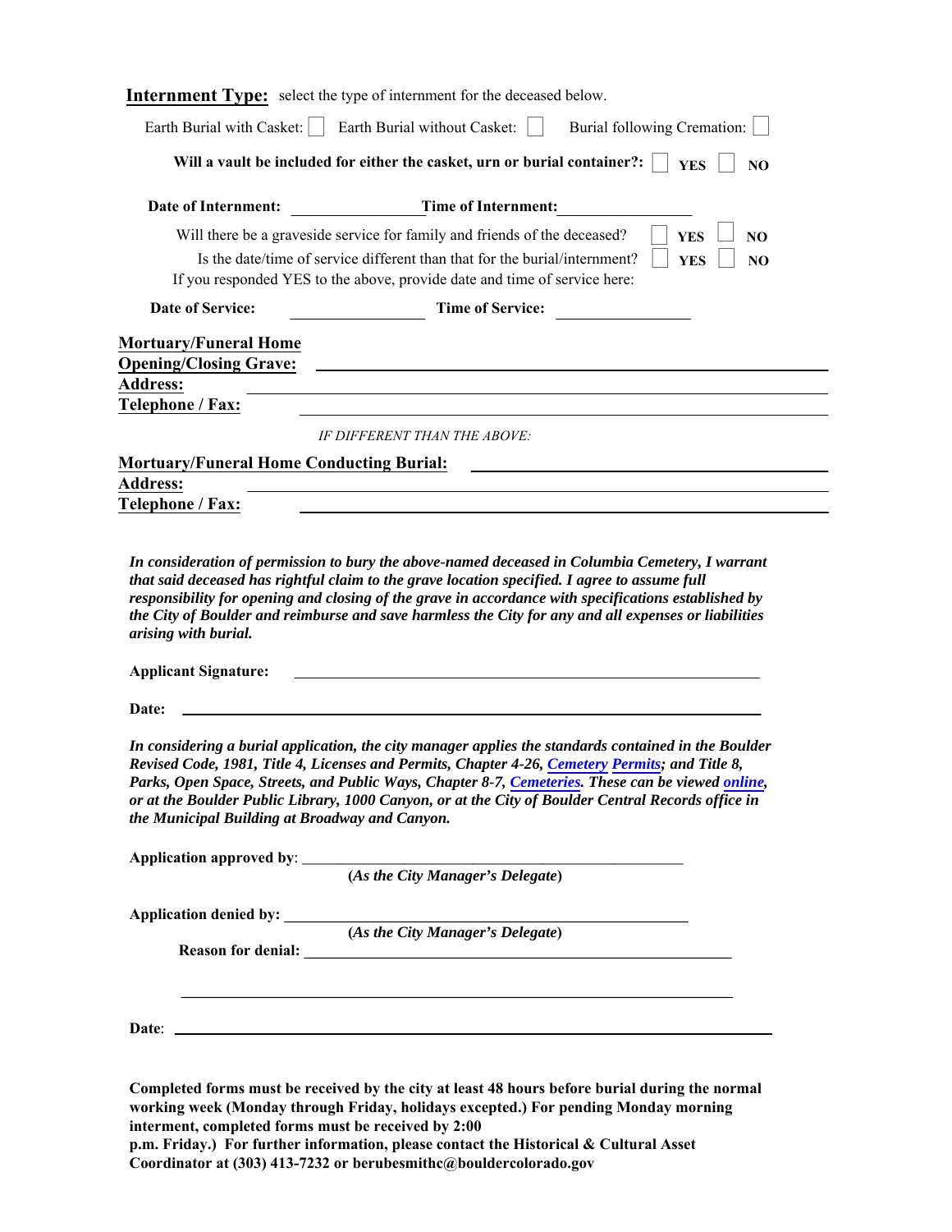**Internment Type:** select the type of internment for the deceased below.

Earth Burial with Casket: ☐ Earth Burial without Casket: ☐ Burial following Cremation: ☐

**Will a vault be included for either the casket, urn or burial container?:** ☐ **YES** ☐ **NO**

**Date of Internment:** ________________ **Time of Internment:** ________________

Will there be a graveside service for family and friends of the deceased? ☐ **YES** ☐ **NO**

Is the date/time of service different than that for the burial/internment? ☐ **YES** ☐ **NO**

If you responded YES to the above, provide date and time of service here:

**Date of Service:** ________________ **Time of Service:** ________________

**Mortuary/Funeral Home**
**Opening/Closing Grave:** ________________________________________

**Address:** ________________________________________

**Telephone / Fax:** ________________________________________

*IF DIFFERENT THAN THE ABOVE:*

**Mortuary/Funeral Home Conducting Burial:** ________________________________________

**Address:** ________________________________________

**Telephone / Fax:** ________________________________________

***In consideration of permission to bury the above-named deceased in Columbia Cemetery, I warrant that said deceased has rightful claim to the grave location specified. I agree to assume full responsibility for opening and closing of the grave in accordance with specifications established by the City of Boulder and reimburse and save harmless the City for any and all expenses or liabilities arising with burial.***

**Applicant Signature:** ________________________________________

**Date:** ________________________________________

***In considering a burial application, the city manager applies the standards contained in the Boulder Revised Code, 1981, Title 4, Licenses and Permits, Chapter 4-26, Cemetery Permits; and Title 8, Parks, Open Space, Streets, and Public Ways, Chapter 8-7, Cemeteries. These can be viewed online, or at the Boulder Public Library, 1000 Canyon, or at the City of Boulder Central Records office in the Municipal Building at Broadway and Canyon.***

**Application approved by**: ________________________________________
(*As the City Manager's Delegate*)

**Application denied by:** ________________________________________
(*As the City Manager's Delegate*)

**Reason for denial:** ________________________________________

________________________________________

**Date**: ________________________________________

**Completed forms must be received by the city at least 48 hours before burial during the normal working week (Monday through Friday, holidays excepted.) For pending Monday morning interment, completed forms must be received by 2:00 p.m. Friday.) For further information, please contact the Historical & Cultural Asset Coordinator at (303) 413-7232 or berubesmithc@bouldercolorado.gov**